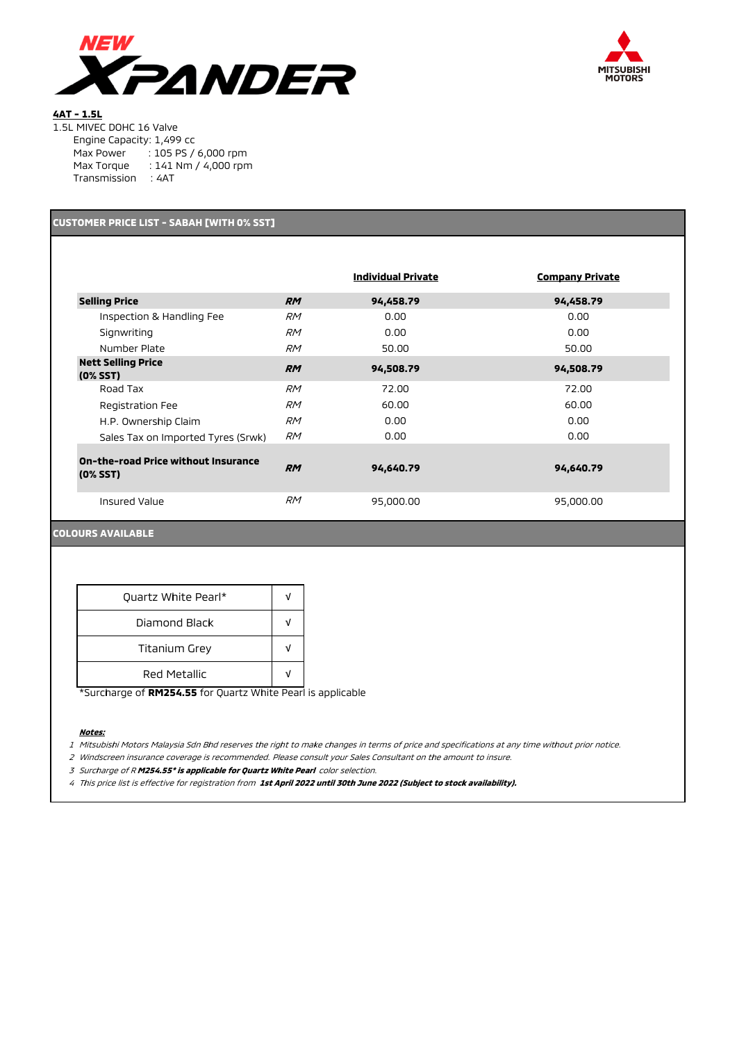# NEW XPANDER

MITSUBISHI MOTORS

**4AT - 1.5L**

1.5L MIVEC DOHC 16 Valve

Engine Capacity: 1,499 cc

Max Power : 105 PS / 6,000 rpm

Max Torque : 141 Nm / 4,000 rpm

Transmission : 4AT

## CUSTOMER PRICE LIST - SABAH [WITH 0% SST]

| | | **Individual Private** | **Company Private** |
|---|---|---|---|
| **Selling Price** | ***RM*** | **94,458.79** | **94,458.79** |
| Inspection & Handling Fee | *RM* | 0.00 | 0.00 |
| Signwriting | *RM* | 0.00 | 0.00 |
| Number Plate | *RM* | 50.00 | 50.00 |
| **Nett Selling Price (0% SST)** | ***RM*** | **94,508.79** | **94,508.79** |
| Road Tax | *RM* | 72.00 | 72.00 |
| Registration Fee | *RM* | 60.00 | 60.00 |
| H.P. Ownership Claim | *RM* | 0.00 | 0.00 |
| Sales Tax on Imported Tyres (Srwk) | *RM* | 0.00 | 0.00 |
| **On-the-road Price without Insurance (0% SST)** | ***RM*** | **94,640.79** | **94,640.79** |
| Insured Value | *RM* | 95,000.00 | 95,000.00 |

## COLOURS AVAILABLE

| Colour | |
|---|---|
| Quartz White Pearl* | √ |
| Diamond Black | √ |
| Titanium Grey | √ |
| Red Metallic | √ |

*Surcharge of **RM254.55** for Quartz White Pearl is applicable

***Notes:***

1 *Mitsubishi Motors Malaysia Sdn Bhd reserves the right to make changes in terms of price and specifications at any time without prior notice.*

2 *Windscreen insurance coverage is recommended. Please consult your Sales Consultant on the amount to insure.*

3 *Surcharge of R **M254.55* is applicable for Quartz White Pearl** color selection.*

4 *This price list is effective for registration from **1st April 2022 until 30th June 2022 (Subject to stock availability).***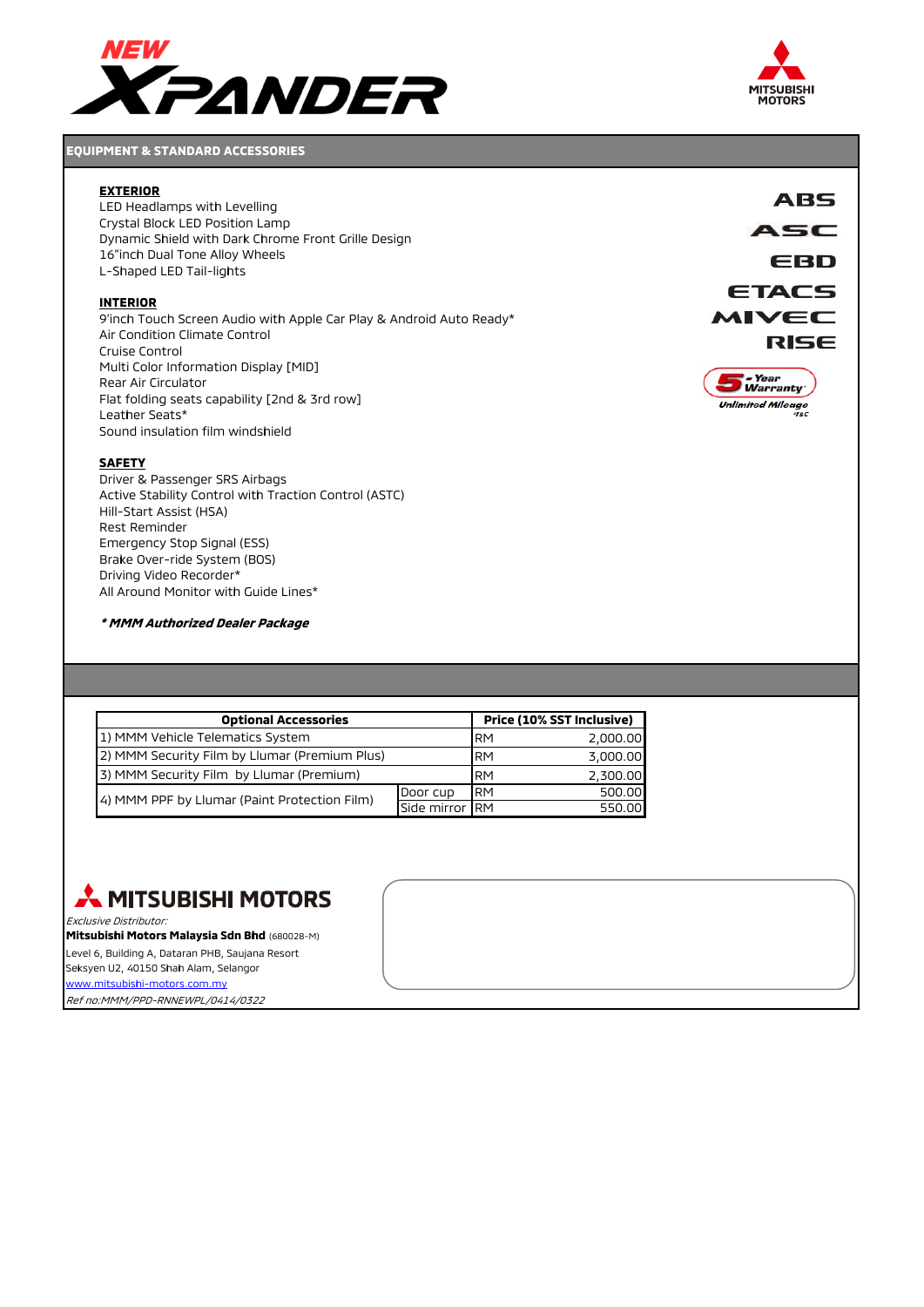# NEW XPANDER

MITSUBISHI MOTORS

## EQUIPMENT & STANDARD ACCESSORIES

### EXTERIOR

LED Headlamps with Levelling
Crystal Block LED Position Lamp
Dynamic Shield with Dark Chrome Front Grille Design
16"inch Dual Tone Alloy Wheels
L-Shaped LED Tail-lights

### INTERIOR

9'inch Touch Screen Audio with Apple Car Play & Android Auto Ready*
Air Condition Climate Control
Cruise Control
Multi Color Information Display [MID]
Rear Air Circulator
Flat folding seats capability [2nd & 3rd row]
Leather Seats*
Sound insulation film windshield

### SAFETY

Driver & Passenger SRS Airbags
Active Stability Control with Traction Control (ASTC)
Hill-Start Assist (HSA)
Rest Reminder
Emergency Stop Signal (ESS)
Brake Over-ride System (BOS)
Driving Video Recorder*
All Around Monitor with Guide Lines*

***** MMM Authorized Dealer Package***

ABS
ASC
EBD
ETACS
MIVEC
RISE

5-Year Warranty
Unlimited Mileage
*T&C

| Optional Accessories | | Price (10% SST Inclusive) | |
|---|---|---|---|
| 1) MMM Vehicle Telematics System | | RM | 2,000.00 |
| 2) MMM Security Film by Llumar (Premium Plus) | | RM | 3,000.00 |
| 3) MMM Security Film by Llumar (Premium) | | RM | 2,300.00 |
| 4) MMM PPF by Llumar (Paint Protection Film) | Door cup | RM | 500.00 |
| | Side mirror | RM | 550.00 |

MITSUBISHI MOTORS

*Exclusive Distributor:*
**Mitsubishi Motors Malaysia Sdn Bhd** (680028-M)
Level 6, Building A, Dataran PHB, Saujana Resort
Seksyen U2, 40150 Shah Alam, Selangor
www.mitsubishi-motors.com.my
*Ref no:MMM/PPD-RNNEWPL/0414/0322*